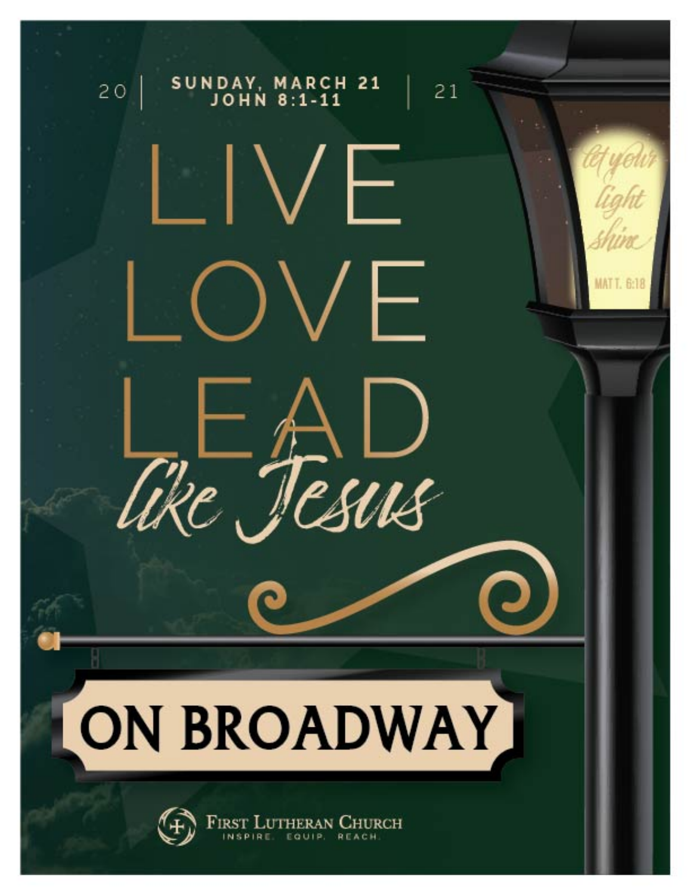2021 | SUNDAY, MARCH 21
JOHN 8:1-11

# LIVE LOVE LEAD *like Jesus*

*let your light shine*
MATT. 6:18

# ON BROADWAY

FIRST LUTHERAN CHURCH
INSPIRE. EQUIP. REACH.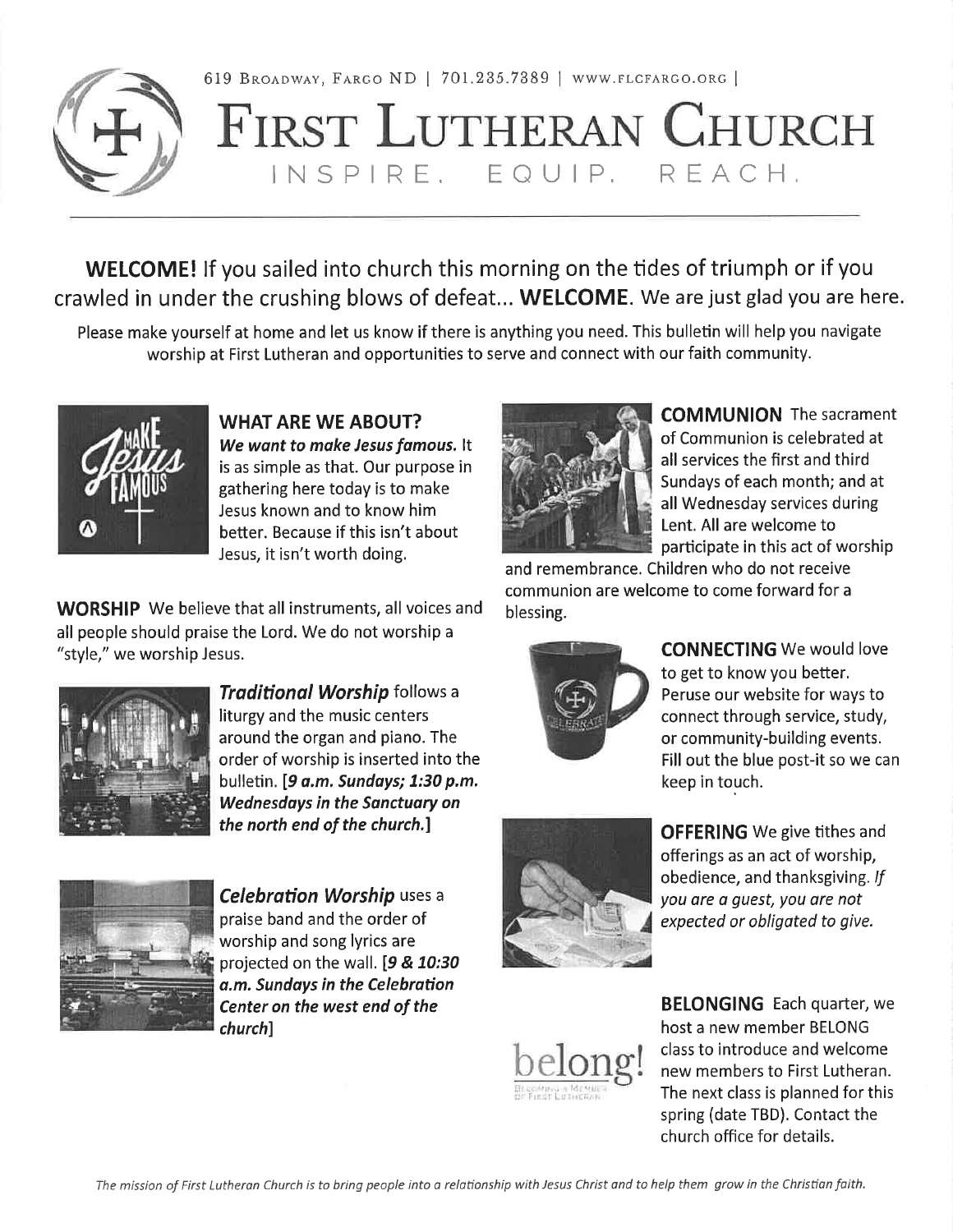619 Broadway, Fargo ND | 701.235.7389 | www.flcfargo.org |

# First Lutheran Church

INSPIRE. EQUIP. REACH.

**WELCOME!** If you sailed into church this morning on the tides of triumph or if you crawled in under the crushing blows of defeat... **WELCOME**. We are just glad you are here.

Please make yourself at home and let us know if there is anything you need. This bulletin will help you navigate worship at First Lutheran and opportunities to serve and connect with our faith community.

## WHAT ARE WE ABOUT?

***We want to make Jesus famous.*** It is as simple as that. Our purpose in gathering here today is to make Jesus known and to know him better. Because if this isn't about Jesus, it isn't worth doing.

**WORSHIP** We believe that all instruments, all voices and all people should praise the Lord. We do not worship a "style," we worship Jesus.

***Traditional Worship*** follows a liturgy and the music centers around the organ and piano. The order of worship is inserted into the bulletin. ***[9 a.m. Sundays; 1:30 p.m. Wednesdays in the Sanctuary on the north end of the church.]***

***Celebration Worship*** uses a praise band and the order of worship and song lyrics are projected on the wall. ***[9 & 10:30 a.m. Sundays in the Celebration Center on the west end of the church]***

**COMMUNION** The sacrament of Communion is celebrated at all services the first and third Sundays of each month; and at all Wednesday services during Lent. All are welcome to participate in this act of worship and remembrance. Children who do not receive communion are welcome to come forward for a blessing.

**CONNECTING** We would love to get to know you better. Peruse our website for ways to connect through service, study, or community-building events. Fill out the blue post-it so we can keep in touch.

**OFFERING** We give tithes and offerings as an act of worship, obedience, and thanksgiving. *If you are a guest, you are not expected or obligated to give.*

**BELONGING** Each quarter, we host a new member BELONG class to introduce and welcome new members to First Lutheran. The next class is planned for this spring (date TBD). Contact the church office for details.

*The mission of First Lutheran Church is to bring people into a relationship with Jesus Christ and to help them grow in the Christian faith.*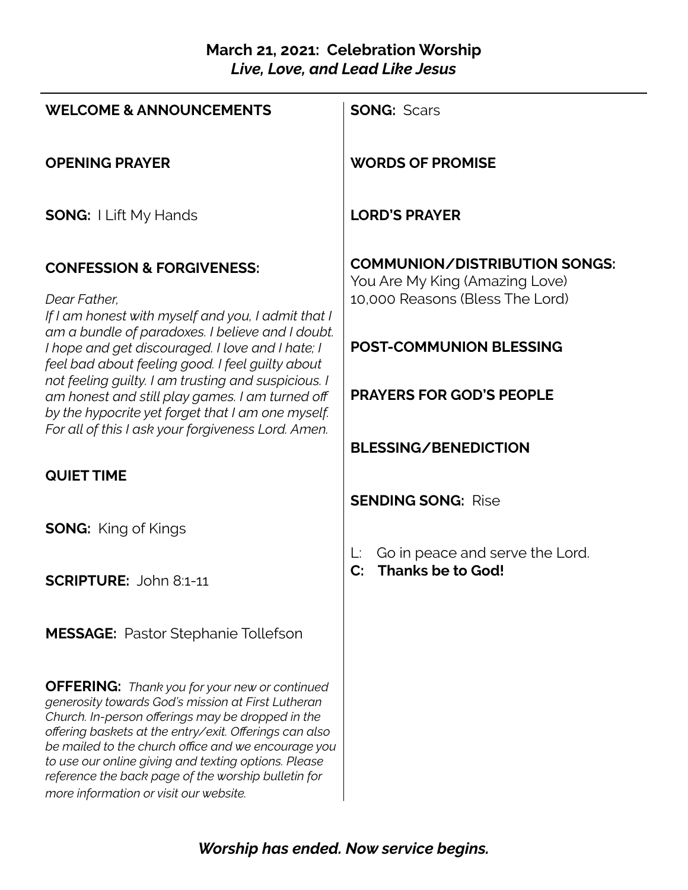**March 21, 2021: Celebration Worship**
***Live, Love, and Lead Like Jesus***

**WELCOME & ANNOUNCEMENTS**

**OPENING PRAYER**

**SONG:** I Lift My Hands

**CONFESSION & FORGIVENESS:**

*Dear Father,*
*If I am honest with myself and you, I admit that I am a bundle of paradoxes. I believe and I doubt. I hope and get discouraged. I love and I hate; I feel bad about feeling good. I feel guilty about not feeling guilty. I am trusting and suspicious. I am honest and still play games. I am turned off by the hypocrite yet forget that I am one myself. For all of this I ask your forgiveness Lord. Amen.*

**QUIET TIME**

**SONG:** King of Kings

**SCRIPTURE:** John 8:1-11

**MESSAGE:** Pastor Stephanie Tollefson

**OFFERING:** *Thank you for your new or continued generosity towards God's mission at First Lutheran Church. In-person offerings may be dropped in the offering baskets at the entry/exit. Offerings can also be mailed to the church office and we encourage you to use our online giving and texting options. Please reference the back page of the worship bulletin for more information or visit our website.*

**SONG:** Scars

**WORDS OF PROMISE**

**LORD'S PRAYER**

**COMMUNION/DISTRIBUTION SONGS:**
You Are My King (Amazing Love)
10,000 Reasons (Bless The Lord)

**POST-COMMUNION BLESSING**

**PRAYERS FOR GOD'S PEOPLE**

**BLESSING/BENEDICTION**

**SENDING SONG:** Rise

L: Go in peace and serve the Lord.
**C: Thanks be to God!**

***Worship has ended. Now service begins.***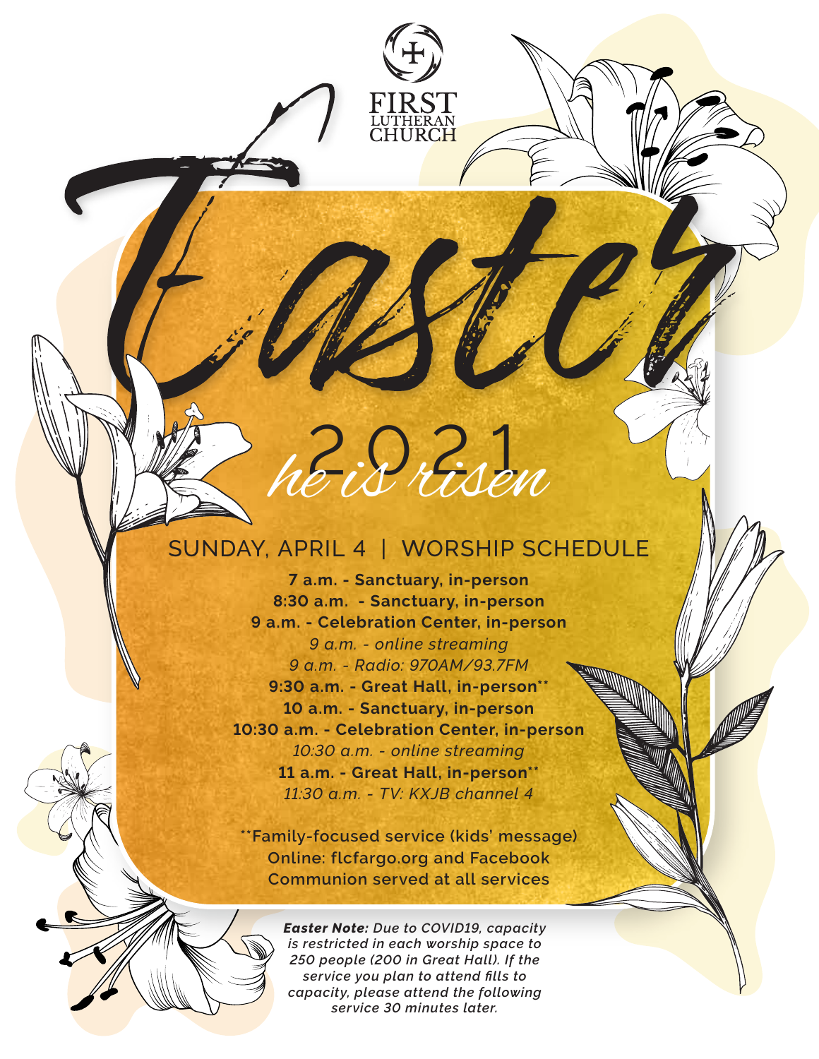FIRST LUTHERAN CHURCH

# Easter

## 2021

*he is risen*

## SUNDAY, APRIL 4 | WORSHIP SCHEDULE

**7 a.m. - Sanctuary, in-person**
**8:30 a.m. - Sanctuary, in-person**
**9 a.m. - Celebration Center, in-person**
*9 a.m. - online streaming*
*9 a.m. - Radio: 970AM/93.7FM*
**9:30 a.m. - Great Hall, in-person****
**10 a.m. - Sanctuary, in-person**
**10:30 a.m. - Celebration Center, in-person**
*10:30 a.m. - online streaming*
**11 a.m. - Great Hall, in-person****
*11:30 a.m. - TV: KXJB channel 4*

**Family-focused service (kids' message)
Online: flcfargo.org and Facebook
Communion served at all services

***Easter Note:** Due to COVID19, capacity is restricted in each worship space to 250 people (200 in Great Hall). If the service you plan to attend fills to capacity, please attend the following service 30 minutes later.*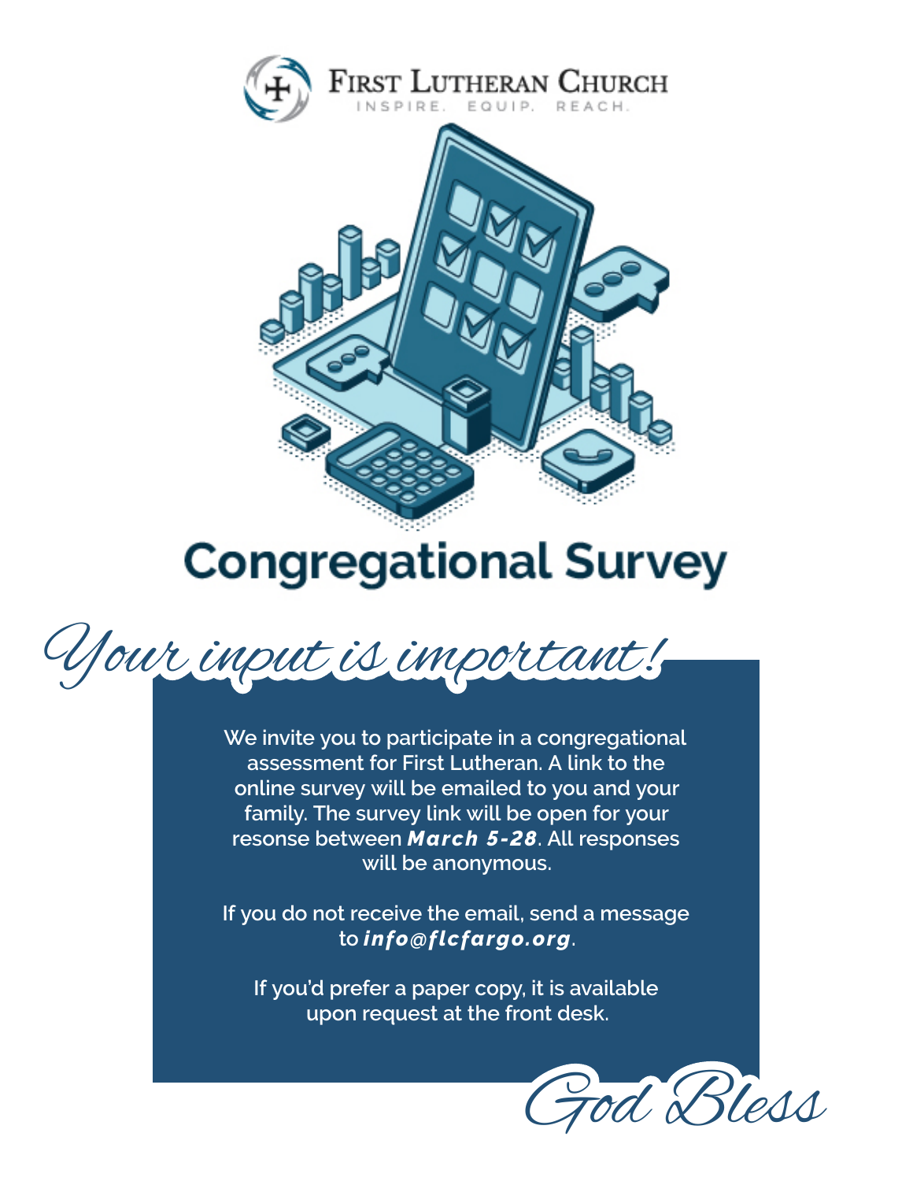FIRST LUTHERAN CHURCH

INSPIRE. EQUIP. REACH.

# Congregational Survey

*Your input is important!*

**We invite you to participate in a congregational assessment for First Lutheran. A link to the online survey will be emailed to you and your family. The survey link will be open for your resonse between *March 5-28*. All responses will be anonymous.**

**If you do not receive the email, send a message to *info@flcfargo.org*.**

**If you'd prefer a paper copy, it is available upon request at the front desk.**

*God Bless*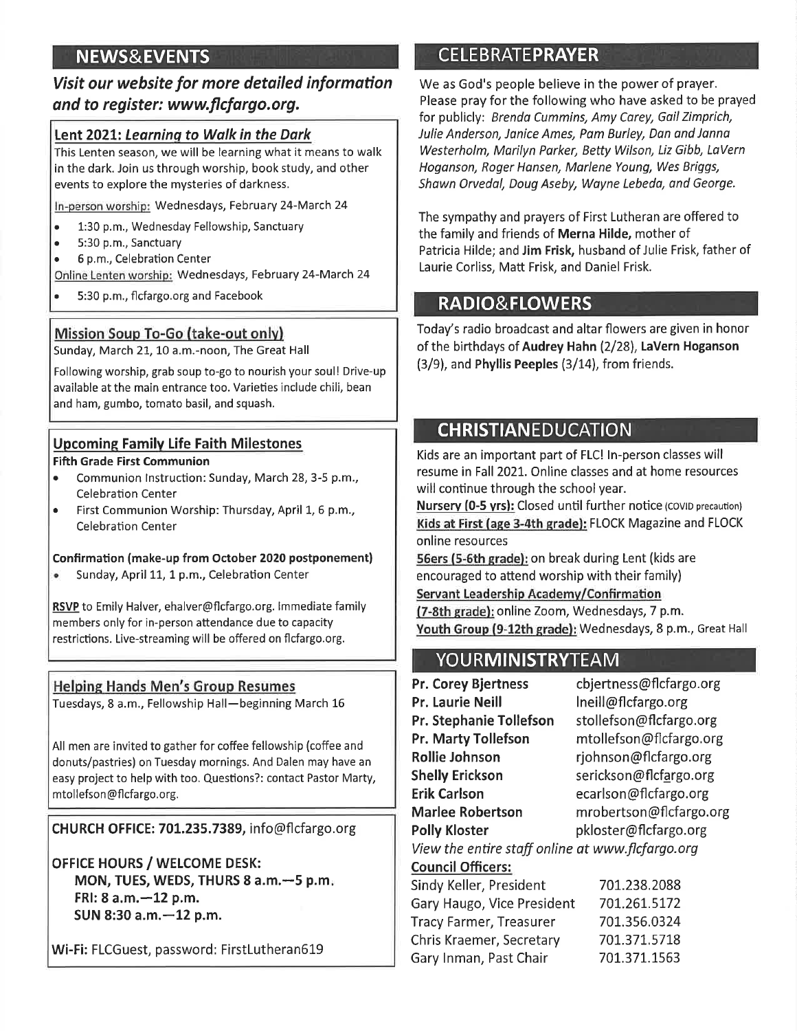## NEWS&EVENTS

### *Visit our website for more detailed information and to register: www.flcfargo.org.*

**Lent 2021: *Learning to Walk in the Dark***

This Lenten season, we will be learning what it means to walk in the dark. Join us through worship, book study, and other events to explore the mysteries of darkness.

In-person worship: Wednesdays, February 24-March 24

- 1:30 p.m., Wednesday Fellowship, Sanctuary
- 5:30 p.m., Sanctuary
- 6 p.m., Celebration Center

Online Lenten worship: Wednesdays, February 24-March 24

- 5:30 p.m., flcfargo.org and Facebook

**Mission Soup To-Go (take-out only)**

Sunday, March 21, 10 a.m.-noon, The Great Hall

Following worship, grab soup to-go to nourish your soul! Drive-up available at the main entrance too. Varieties include chili, bean and ham, gumbo, tomato basil, and squash.

**Upcoming Family Life Faith Milestones**

**Fifth Grade First Communion**

- Communion Instruction: Sunday, March 28, 3-5 p.m., Celebration Center
- First Communion Worship: Thursday, April 1, 6 p.m., Celebration Center

**Confirmation (make-up from October 2020 postponement)**

- Sunday, April 11, 1 p.m., Celebration Center

**RSVP** to Emily Halver, ehalver@flcfargo.org. Immediate family members only for in-person attendance due to capacity restrictions. Live-streaming will be offered on flcfargo.org.

**Helping Hands Men's Group Resumes**

Tuesdays, 8 a.m., Fellowship Hall—beginning March 16

All men are invited to gather for coffee fellowship (coffee and donuts/pastries) on Tuesday mornings. And Dalen may have an easy project to help with too. Questions?: contact Pastor Marty, mtollefson@flcfargo.org.

**CHURCH OFFICE: 701.235.7389,** info@flcfargo.org

**OFFICE HOURS / WELCOME DESK:**
**MON, TUES, WEDS, THURS 8 a.m.—5 p.m.**
**FRI: 8 a.m.—12 p.m.**
**SUN 8:30 a.m.—12 p.m.**

**Wi-Fi:** FLCGuest, password: FirstLutheran619

## CELEBRATE**PRAYER**

We as God's people believe in the power of prayer. Please pray for the following who have asked to be prayed for publicly: *Brenda Cummins, Amy Carey, Gail Zimprich, Julie Anderson, Janice Ames, Pam Burley, Dan and Janna Westerholm, Marilyn Parker, Betty Wilson, Liz Gibb, LaVern Hoganson, Roger Hansen, Marlene Young, Wes Briggs, Shawn Orvedal, Doug Aseby, Wayne Lebeda, and George.*

The sympathy and prayers of First Lutheran are offered to the family and friends of **Merna Hilde,** mother of Patricia Hilde; and **Jim Frisk,** husband of Julie Frisk, father of Laurie Corliss, Matt Frisk, and Daniel Frisk.

## RADIO&FLOWERS

Today's radio broadcast and altar flowers are given in honor of the birthdays of **Audrey Hahn** (2/28), **LaVern Hoganson** (3/9), and **Phyllis Peeples** (3/14), from friends.

## CHRISTIANEDUCATION

Kids are an important part of FLC! In-person classes will resume in Fall 2021. Online classes and at home resources will continue through the school year.

**Nursery (0-5 yrs):** Closed until further notice (COVID precaution)
**Kids at First (age 3-4th grade):** FLOCK Magazine and FLOCK online resources
**56ers (5-6th grade):** on break during Lent (kids are encouraged to attend worship with their family)
**Servant Leadership Academy/Confirmation (7-8th grade):** online Zoom, Wednesdays, 7 p.m.
**Youth Group (9-12th grade):** Wednesdays, 8 p.m., Great Hall

## YOUR**MINISTRY**TEAM

| | |
|---|---|
| **Pr. Corey Bjertness** | cbjertness@flcfargo.org |
| **Pr. Laurie Neill** | lneill@flcfargo.org |
| **Pr. Stephanie Tollefson** | stollefson@flcfargo.org |
| **Pr. Marty Tollefson** | mtollefson@flcfargo.org |
| **Rollie Johnson** | rjohnson@flcfargo.org |
| **Shelly Erickson** | serickson@flcfargo.org |
| **Erik Carlson** | ecarlson@flcfargo.org |
| **Marlee Robertson** | mrobertson@flcfargo.org |
| **Polly Kloster** | pkloster@flcfargo.org |

*View the entire staff online at www.flcfargo.org*

**Council Officers:**

| | |
|---|---|
| Sindy Keller, President | 701.238.2088 |
| Gary Haugo, Vice President | 701.261.5172 |
| Tracy Farmer, Treasurer | 701.356.0324 |
| Chris Kraemer, Secretary | 701.371.5718 |
| Gary Inman, Past Chair | 701.371.1563 |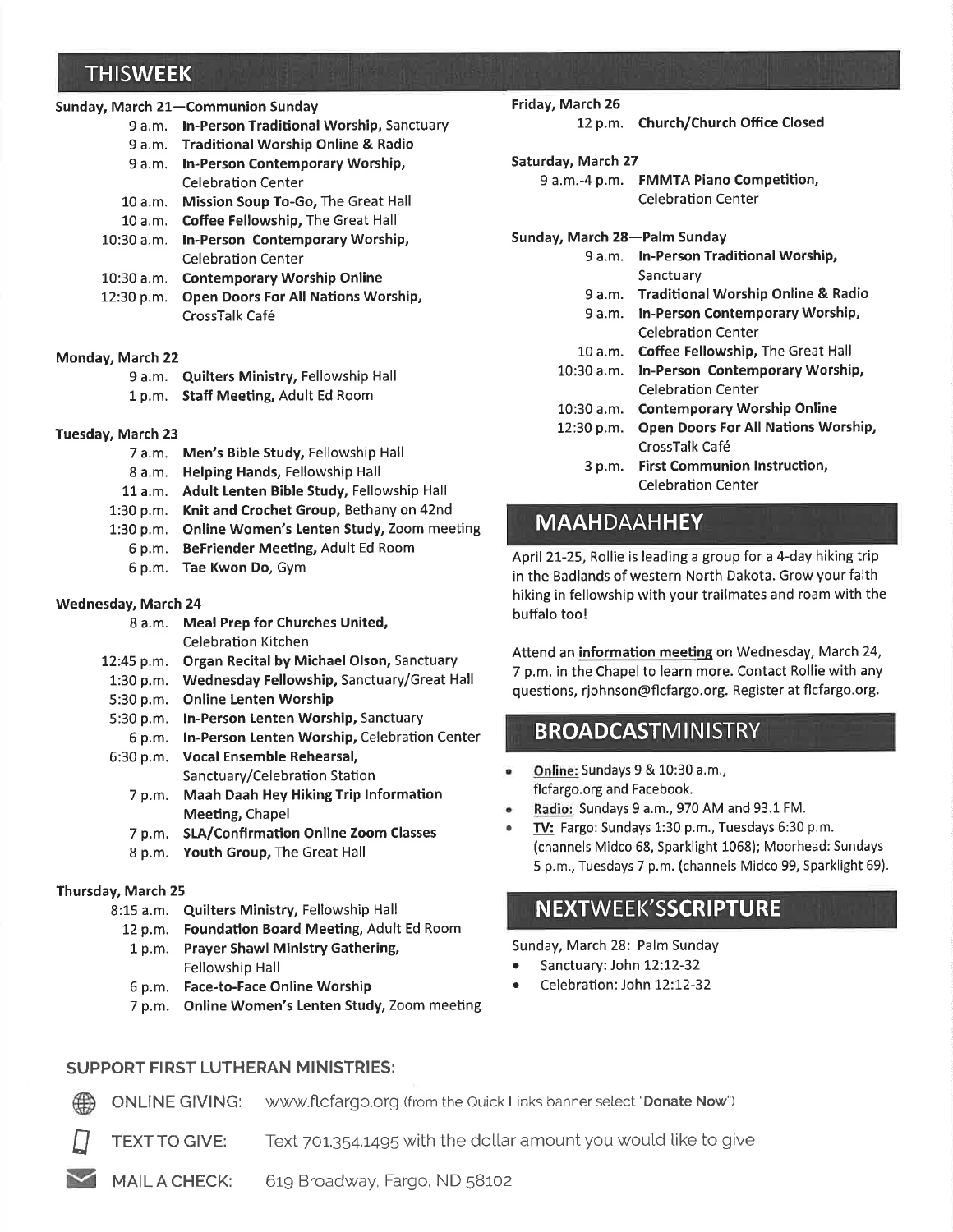## THISWEEK

**Sunday, March 21—Communion Sunday**

- 9 a.m. **In-Person Traditional Worship,** Sanctuary
- 9 a.m. **Traditional Worship Online & Radio**
- 9 a.m. **In-Person Contemporary Worship,** Celebration Center
- 10 a.m. **Mission Soup To-Go,** The Great Hall
- 10 a.m. **Coffee Fellowship,** The Great Hall
- 10:30 a.m. **In-Person Contemporary Worship,** Celebration Center
- 10:30 a.m. **Contemporary Worship Online**
- 12:30 p.m. **Open Doors For All Nations Worship,** CrossTalk Café

**Monday, March 22**

- 9 a.m. **Quilters Ministry,** Fellowship Hall
- 1 p.m. **Staff Meeting,** Adult Ed Room

**Tuesday, March 23**

- 7 a.m. **Men's Bible Study,** Fellowship Hall
- 8 a.m. **Helping Hands,** Fellowship Hall
- 11 a.m. **Adult Lenten Bible Study,** Fellowship Hall
- 1:30 p.m. **Knit and Crochet Group,** Bethany on 42nd
- 1:30 p.m. **Online Women's Lenten Study,** Zoom meeting
- 6 p.m. **BeFriender Meeting,** Adult Ed Room
- 6 p.m. **Tae Kwon Do,** Gym

**Wednesday, March 24**

- 8 a.m. **Meal Prep for Churches United,** Celebration Kitchen
- 12:45 p.m. **Organ Recital by Michael Olson,** Sanctuary
- 1:30 p.m. **Wednesday Fellowship,** Sanctuary/Great Hall
- 5:30 p.m. **Online Lenten Worship**
- 5:30 p.m. **In-Person Lenten Worship,** Sanctuary
- 6 p.m. **In-Person Lenten Worship,** Celebration Center
- 6:30 p.m. **Vocal Ensemble Rehearsal,** Sanctuary/Celebration Station
- 7 p.m. **Maah Daah Hey Hiking Trip Information Meeting,** Chapel
- 7 p.m. **SLA/Confirmation Online Zoom Classes**
- 8 p.m. **Youth Group,** The Great Hall

**Thursday, March 25**

- 8:15 a.m. **Quilters Ministry,** Fellowship Hall
- 12 p.m. **Foundation Board Meeting,** Adult Ed Room
- 1 p.m. **Prayer Shawl Ministry Gathering,** Fellowship Hall
- 6 p.m. **Face-to-Face Online Worship**
- 7 p.m. **Online Women's Lenten Study,** Zoom meeting

**Friday, March 26**

- 12 p.m. **Church/Church Office Closed**

**Saturday, March 27**

- 9 a.m.-4 p.m. **FMMTA Piano Competition,** Celebration Center

**Sunday, March 28—Palm Sunday**

- 9 a.m. **In-Person Traditional Worship,** Sanctuary
- 9 a.m. **Traditional Worship Online & Radio**
- 9 a.m. **In-Person Contemporary Worship,** Celebration Center
- 10 a.m. **Coffee Fellowship,** The Great Hall
- 10:30 a.m. **In-Person Contemporary Worship,** Celebration Center
- 10:30 a.m. **Contemporary Worship Online**
- 12:30 p.m. **Open Doors For All Nations Worship,** CrossTalk Café
- 3 p.m. **First Communion Instruction,** Celebration Center

## MAAHDAAHHEY

April 21-25, Rollie is leading a group for a 4-day hiking trip in the Badlands of western North Dakota. Grow your faith hiking in fellowship with your trailmates and roam with the buffalo too!

Attend an **information meeting** on Wednesday, March 24, 7 p.m. in the Chapel to learn more. Contact Rollie with any questions, rjohnson@flcfargo.org. Register at flcfargo.org.

## BROADCASTMINISTRY

- **Online:** Sundays 9 & 10:30 a.m., flcfargo.org and Facebook.
- **Radio:** Sundays 9 a.m., 970 AM and 93.1 FM.
- **TV:** Fargo: Sundays 1:30 p.m., Tuesdays 6:30 p.m. (channels Midco 68, Sparklight 1068); Moorhead: Sundays 5 p.m., Tuesdays 7 p.m. (channels Midco 99, Sparklight 69).

## NEXTWEEK'SSCRIPTURE

Sunday, March 28: Palm Sunday

- Sanctuary: John 12:12-32
- Celebration: John 12:12-32

## SUPPORT FIRST LUTHERAN MINISTRIES:

ONLINE GIVING: www.flcfargo.org (from the Quick Links banner select "**Donate Now**")

TEXT TO GIVE: Text 701.354.1495 with the dollar amount you would like to give

MAIL A CHECK: 619 Broadway, Fargo, ND 58102